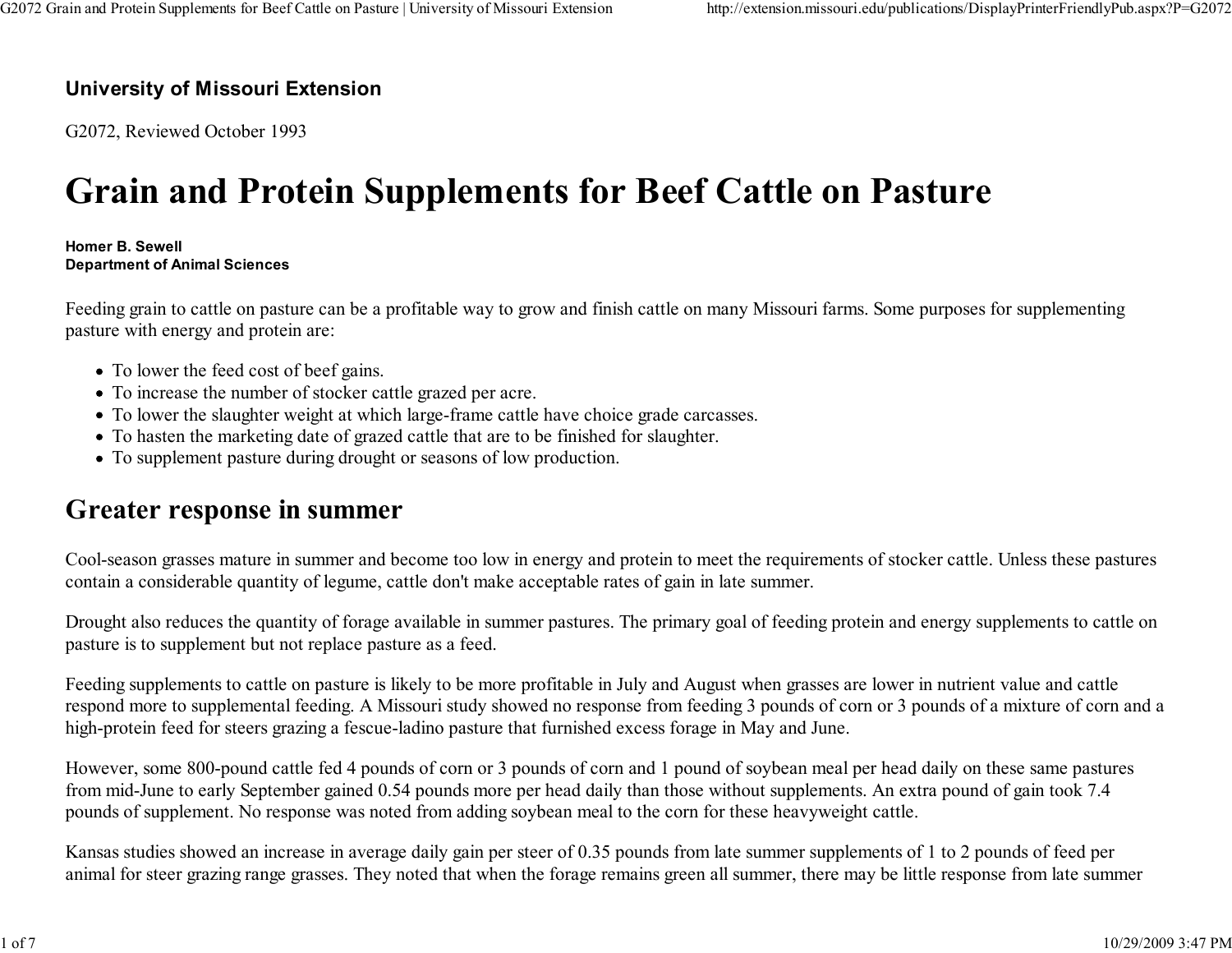**University of Missouri Extension**

G2072, Reviewed October 1993

# Grain and Protein Supplements for Beef Cattle on Pasture

**Homer B. Sewell**
**Department of Animal Sciences**

Feeding grain to cattle on pasture can be a profitable way to grow and finish cattle on many Missouri farms. Some purposes for supplementing pasture with energy and protein are:

- To lower the feed cost of beef gains.
- To increase the number of stocker cattle grazed per acre.
- To lower the slaughter weight at which large-frame cattle have choice grade carcasses.
- To hasten the marketing date of grazed cattle that are to be finished for slaughter.
- To supplement pasture during drought or seasons of low production.

## Greater response in summer

Cool-season grasses mature in summer and become too low in energy and protein to meet the requirements of stocker cattle. Unless these pastures contain a considerable quantity of legume, cattle don't make acceptable rates of gain in late summer.

Drought also reduces the quantity of forage available in summer pastures. The primary goal of feeding protein and energy supplements to cattle on pasture is to supplement but not replace pasture as a feed.

Feeding supplements to cattle on pasture is likely to be more profitable in July and August when grasses are lower in nutrient value and cattle respond more to supplemental feeding. A Missouri study showed no response from feeding 3 pounds of corn or 3 pounds of a mixture of corn and a high-protein feed for steers grazing a fescue-ladino pasture that furnished excess forage in May and June.

However, some 800-pound cattle fed 4 pounds of corn or 3 pounds of corn and 1 pound of soybean meal per head daily on these same pastures from mid-June to early September gained 0.54 pounds more per head daily than those without supplements. An extra pound of gain took 7.4 pounds of supplement. No response was noted from adding soybean meal to the corn for these heavyweight cattle.

Kansas studies showed an increase in average daily gain per steer of 0.35 pounds from late summer supplements of 1 to 2 pounds of feed per animal for steer grazing range grasses. They noted that when the forage remains green all summer, there may be little response from late summer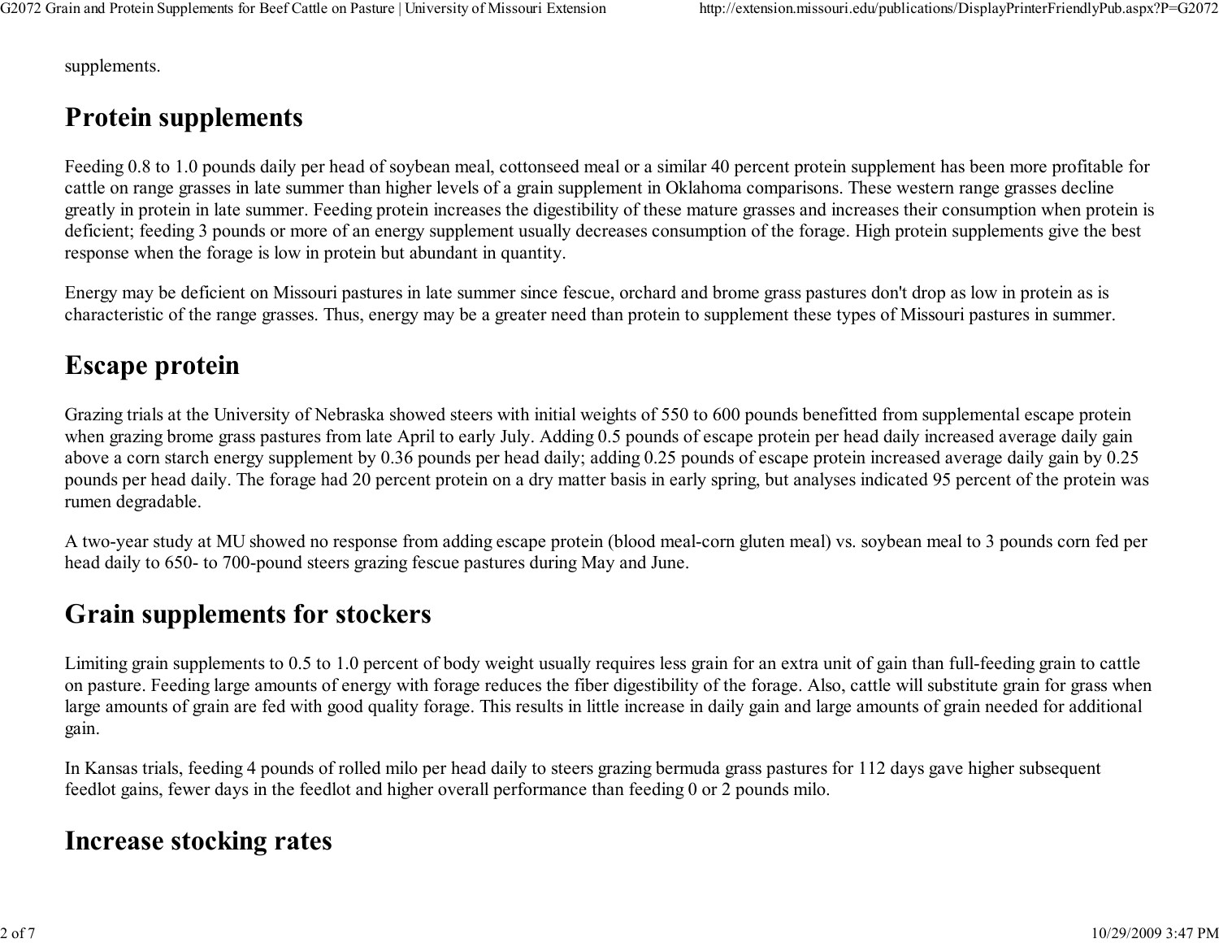supplements.

## Protein supplements

Feeding 0.8 to 1.0 pounds daily per head of soybean meal, cottonseed meal or a similar 40 percent protein supplement has been more profitable for cattle on range grasses in late summer than higher levels of a grain supplement in Oklahoma comparisons. These western range grasses decline greatly in protein in late summer. Feeding protein increases the digestibility of these mature grasses and increases their consumption when protein is deficient; feeding 3 pounds or more of an energy supplement usually decreases consumption of the forage. High protein supplements give the best response when the forage is low in protein but abundant in quantity.

Energy may be deficient on Missouri pastures in late summer since fescue, orchard and brome grass pastures don't drop as low in protein as is characteristic of the range grasses. Thus, energy may be a greater need than protein to supplement these types of Missouri pastures in summer.

## Escape protein

Grazing trials at the University of Nebraska showed steers with initial weights of 550 to 600 pounds benefitted from supplemental escape protein when grazing brome grass pastures from late April to early July. Adding 0.5 pounds of escape protein per head daily increased average daily gain above a corn starch energy supplement by 0.36 pounds per head daily; adding 0.25 pounds of escape protein increased average daily gain by 0.25 pounds per head daily. The forage had 20 percent protein on a dry matter basis in early spring, but analyses indicated 95 percent of the protein was rumen degradable.

A two-year study at MU showed no response from adding escape protein (blood meal-corn gluten meal) vs. soybean meal to 3 pounds corn fed per head daily to 650- to 700-pound steers grazing fescue pastures during May and June.

## Grain supplements for stockers

Limiting grain supplements to 0.5 to 1.0 percent of body weight usually requires less grain for an extra unit of gain than full-feeding grain to cattle on pasture. Feeding large amounts of energy with forage reduces the fiber digestibility of the forage. Also, cattle will substitute grain for grass when large amounts of grain are fed with good quality forage. This results in little increase in daily gain and large amounts of grain needed for additional gain.

In Kansas trials, feeding 4 pounds of rolled milo per head daily to steers grazing bermuda grass pastures for 112 days gave higher subsequent feedlot gains, fewer days in the feedlot and higher overall performance than feeding 0 or 2 pounds milo.

## Increase stocking rates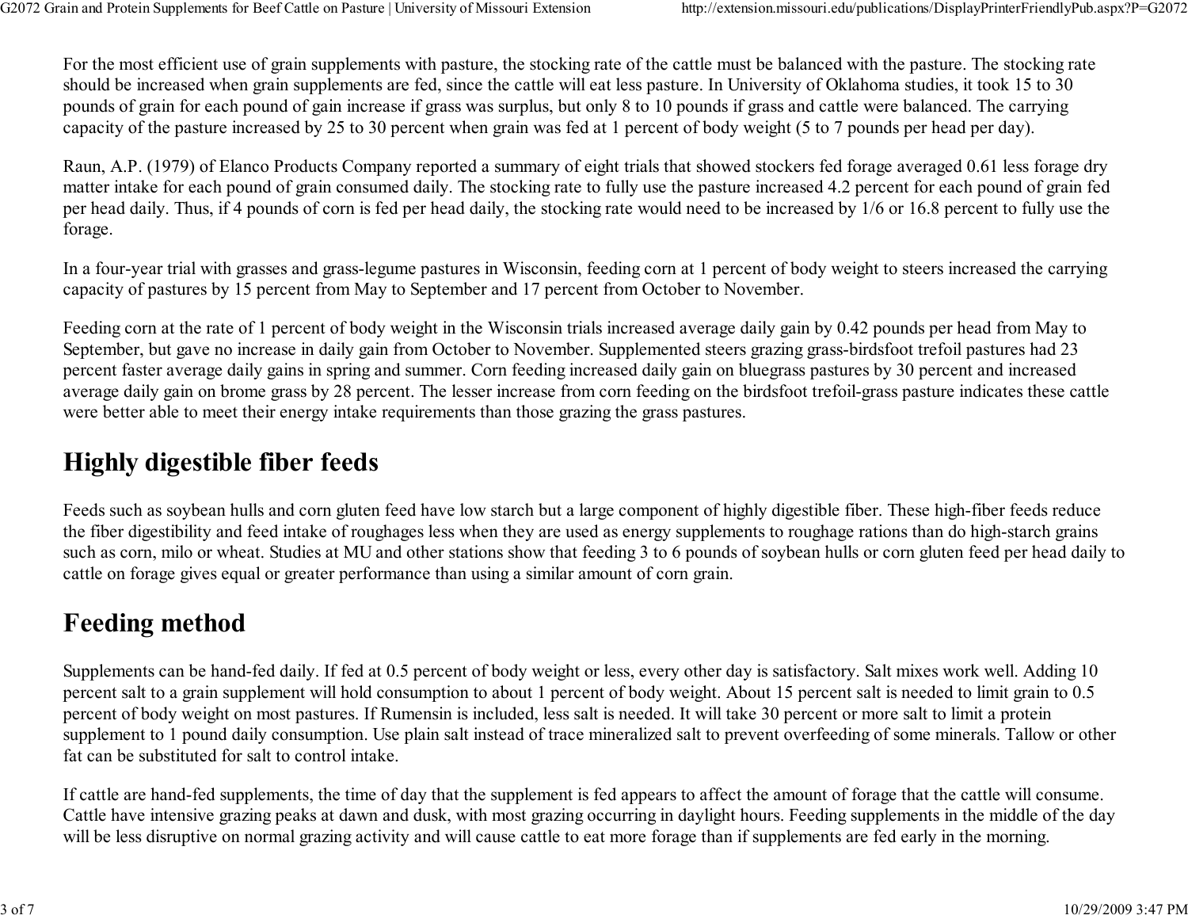For the most efficient use of grain supplements with pasture, the stocking rate of the cattle must be balanced with the pasture. The stocking rate should be increased when grain supplements are fed, since the cattle will eat less pasture. In University of Oklahoma studies, it took 15 to 30 pounds of grain for each pound of gain increase if grass was surplus, but only 8 to 10 pounds if grass and cattle were balanced. The carrying capacity of the pasture increased by 25 to 30 percent when grain was fed at 1 percent of body weight (5 to 7 pounds per head per day).

Raun, A.P. (1979) of Elanco Products Company reported a summary of eight trials that showed stockers fed forage averaged 0.61 less forage dry matter intake for each pound of grain consumed daily. The stocking rate to fully use the pasture increased 4.2 percent for each pound of grain fed per head daily. Thus, if 4 pounds of corn is fed per head daily, the stocking rate would need to be increased by 1/6 or 16.8 percent to fully use the forage.

In a four-year trial with grasses and grass-legume pastures in Wisconsin, feeding corn at 1 percent of body weight to steers increased the carrying capacity of pastures by 15 percent from May to September and 17 percent from October to November.

Feeding corn at the rate of 1 percent of body weight in the Wisconsin trials increased average daily gain by 0.42 pounds per head from May to September, but gave no increase in daily gain from October to November. Supplemented steers grazing grass-birdsfoot trefoil pastures had 23 percent faster average daily gains in spring and summer. Corn feeding increased daily gain on bluegrass pastures by 30 percent and increased average daily gain on brome grass by 28 percent. The lesser increase from corn feeding on the birdsfoot trefoil-grass pasture indicates these cattle were better able to meet their energy intake requirements than those grazing the grass pastures.

## Highly digestible fiber feeds

Feeds such as soybean hulls and corn gluten feed have low starch but a large component of highly digestible fiber. These high-fiber feeds reduce the fiber digestibility and feed intake of roughages less when they are used as energy supplements to roughage rations than do high-starch grains such as corn, milo or wheat. Studies at MU and other stations show that feeding 3 to 6 pounds of soybean hulls or corn gluten feed per head daily to cattle on forage gives equal or greater performance than using a similar amount of corn grain.

## Feeding method

Supplements can be hand-fed daily. If fed at 0.5 percent of body weight or less, every other day is satisfactory. Salt mixes work well. Adding 10 percent salt to a grain supplement will hold consumption to about 1 percent of body weight. About 15 percent salt is needed to limit grain to 0.5 percent of body weight on most pastures. If Rumensin is included, less salt is needed. It will take 30 percent or more salt to limit a protein supplement to 1 pound daily consumption. Use plain salt instead of trace mineralized salt to prevent overfeeding of some minerals. Tallow or other fat can be substituted for salt to control intake.

If cattle are hand-fed supplements, the time of day that the supplement is fed appears to affect the amount of forage that the cattle will consume. Cattle have intensive grazing peaks at dawn and dusk, with most grazing occurring in daylight hours. Feeding supplements in the middle of the day will be less disruptive on normal grazing activity and will cause cattle to eat more forage than if supplements are fed early in the morning.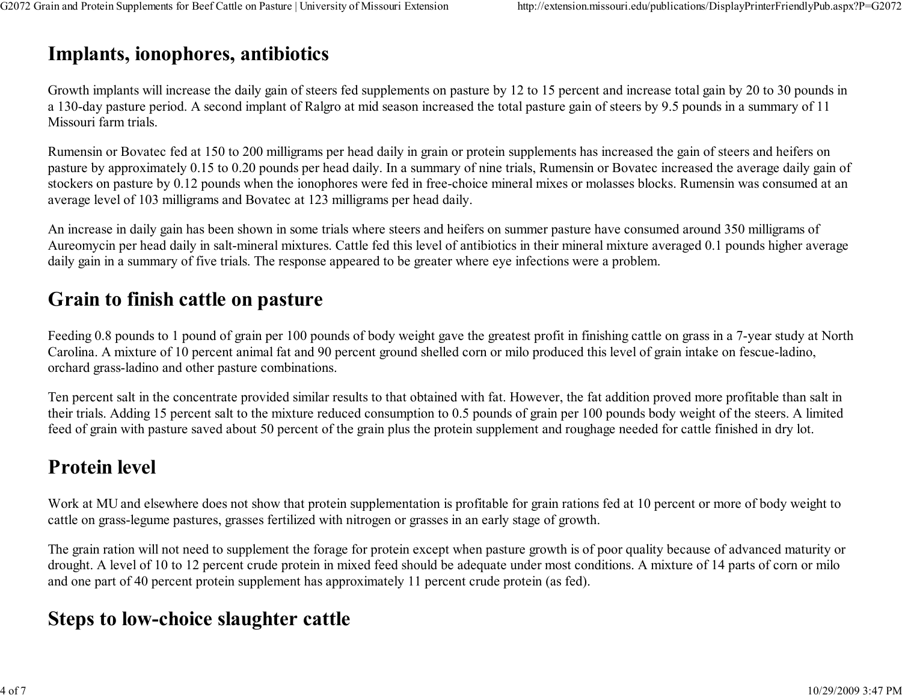## Implants, ionophores, antibiotics

Growth implants will increase the daily gain of steers fed supplements on pasture by 12 to 15 percent and increase total gain by 20 to 30 pounds in a 130-day pasture period. A second implant of Ralgro at mid season increased the total pasture gain of steers by 9.5 pounds in a summary of 11 Missouri farm trials.

Rumensin or Bovatec fed at 150 to 200 milligrams per head daily in grain or protein supplements has increased the gain of steers and heifers on pasture by approximately 0.15 to 0.20 pounds per head daily. In a summary of nine trials, Rumensin or Bovatec increased the average daily gain of stockers on pasture by 0.12 pounds when the ionophores were fed in free-choice mineral mixes or molasses blocks. Rumensin was consumed at an average level of 103 milligrams and Bovatec at 123 milligrams per head daily.

An increase in daily gain has been shown in some trials where steers and heifers on summer pasture have consumed around 350 milligrams of Aureomycin per head daily in salt-mineral mixtures. Cattle fed this level of antibiotics in their mineral mixture averaged 0.1 pounds higher average daily gain in a summary of five trials. The response appeared to be greater where eye infections were a problem.

## Grain to finish cattle on pasture

Feeding 0.8 pounds to 1 pound of grain per 100 pounds of body weight gave the greatest profit in finishing cattle on grass in a 7-year study at North Carolina. A mixture of 10 percent animal fat and 90 percent ground shelled corn or milo produced this level of grain intake on fescue-ladino, orchard grass-ladino and other pasture combinations.

Ten percent salt in the concentrate provided similar results to that obtained with fat. However, the fat addition proved more profitable than salt in their trials. Adding 15 percent salt to the mixture reduced consumption to 0.5 pounds of grain per 100 pounds body weight of the steers. A limited feed of grain with pasture saved about 50 percent of the grain plus the protein supplement and roughage needed for cattle finished in dry lot.

## Protein level

Work at MU and elsewhere does not show that protein supplementation is profitable for grain rations fed at 10 percent or more of body weight to cattle on grass-legume pastures, grasses fertilized with nitrogen or grasses in an early stage of growth.

The grain ration will not need to supplement the forage for protein except when pasture growth is of poor quality because of advanced maturity or drought. A level of 10 to 12 percent crude protein in mixed feed should be adequate under most conditions. A mixture of 14 parts of corn or milo and one part of 40 percent protein supplement has approximately 11 percent crude protein (as fed).

## Steps to low-choice slaughter cattle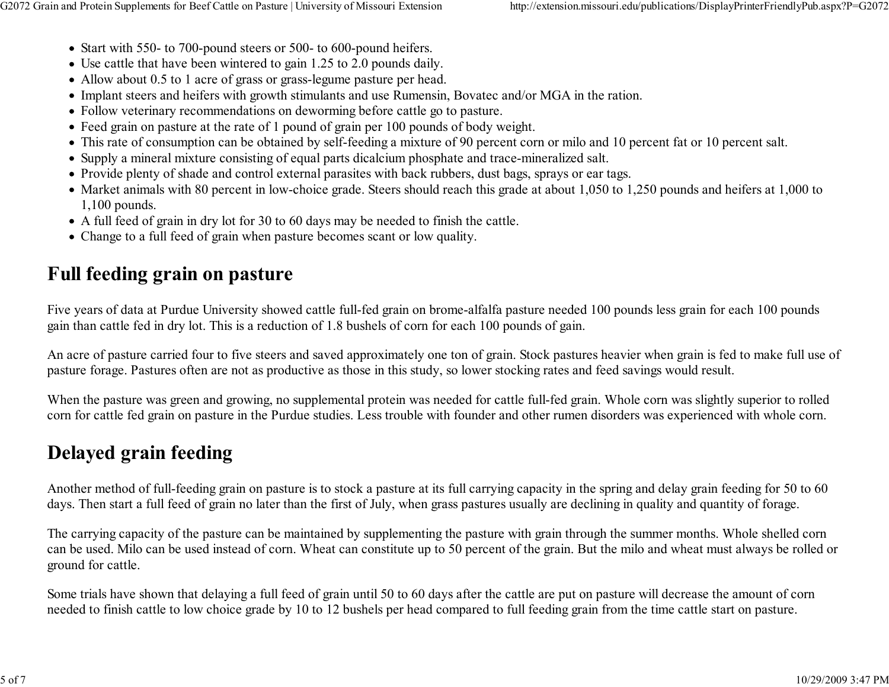- Start with 550- to 700-pound steers or 500- to 600-pound heifers.
- Use cattle that have been wintered to gain 1.25 to 2.0 pounds daily.
- Allow about 0.5 to 1 acre of grass or grass-legume pasture per head.
- Implant steers and heifers with growth stimulants and use Rumensin, Bovatec and/or MGA in the ration.
- Follow veterinary recommendations on deworming before cattle go to pasture.
- Feed grain on pasture at the rate of 1 pound of grain per 100 pounds of body weight.
- This rate of consumption can be obtained by self-feeding a mixture of 90 percent corn or milo and 10 percent fat or 10 percent salt.
- Supply a mineral mixture consisting of equal parts dicalcium phosphate and trace-mineralized salt.
- Provide plenty of shade and control external parasites with back rubbers, dust bags, sprays or ear tags.
- Market animals with 80 percent in low-choice grade. Steers should reach this grade at about 1,050 to 1,250 pounds and heifers at 1,000 to 1,100 pounds.
- A full feed of grain in dry lot for 30 to 60 days may be needed to finish the cattle.
- Change to a full feed of grain when pasture becomes scant or low quality.

## Full feeding grain on pasture

Five years of data at Purdue University showed cattle full-fed grain on brome-alfalfa pasture needed 100 pounds less grain for each 100 pounds gain than cattle fed in dry lot. This is a reduction of 1.8 bushels of corn for each 100 pounds of gain.

An acre of pasture carried four to five steers and saved approximately one ton of grain. Stock pastures heavier when grain is fed to make full use of pasture forage. Pastures often are not as productive as those in this study, so lower stocking rates and feed savings would result.

When the pasture was green and growing, no supplemental protein was needed for cattle full-fed grain. Whole corn was slightly superior to rolled corn for cattle fed grain on pasture in the Purdue studies. Less trouble with founder and other rumen disorders was experienced with whole corn.

## Delayed grain feeding

Another method of full-feeding grain on pasture is to stock a pasture at its full carrying capacity in the spring and delay grain feeding for 50 to 60 days. Then start a full feed of grain no later than the first of July, when grass pastures usually are declining in quality and quantity of forage.

The carrying capacity of the pasture can be maintained by supplementing the pasture with grain through the summer months. Whole shelled corn can be used. Milo can be used instead of corn. Wheat can constitute up to 50 percent of the grain. But the milo and wheat must always be rolled or ground for cattle.

Some trials have shown that delaying a full feed of grain until 50 to 60 days after the cattle are put on pasture will decrease the amount of corn needed to finish cattle to low choice grade by 10 to 12 bushels per head compared to full feeding grain from the time cattle start on pasture.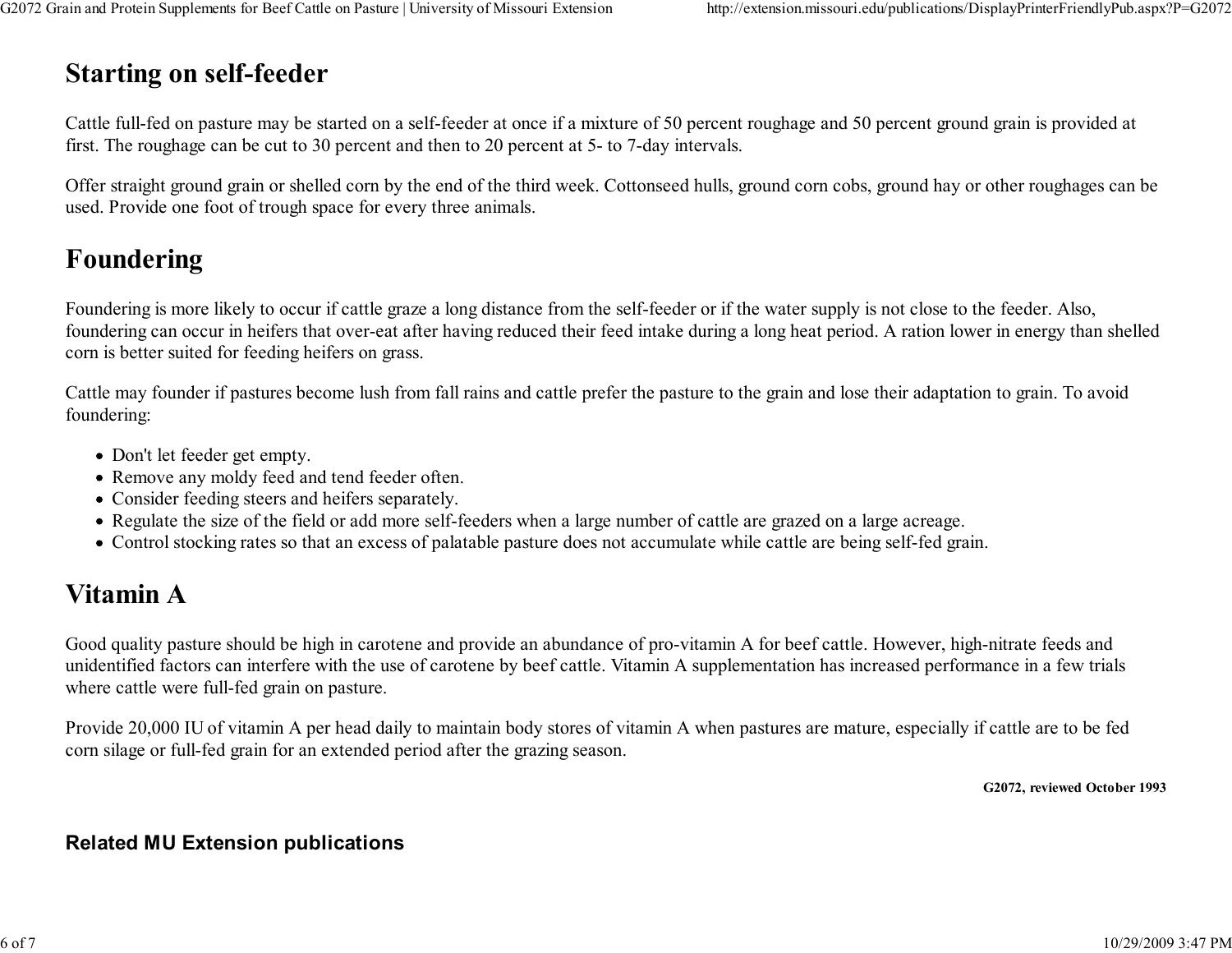## Starting on self-feeder

Cattle full-fed on pasture may be started on a self-feeder at once if a mixture of 50 percent roughage and 50 percent ground grain is provided at first. The roughage can be cut to 30 percent and then to 20 percent at 5- to 7-day intervals.

Offer straight ground grain or shelled corn by the end of the third week. Cottonseed hulls, ground corn cobs, ground hay or other roughages can be used. Provide one foot of trough space for every three animals.

## Foundering

Foundering is more likely to occur if cattle graze a long distance from the self-feeder or if the water supply is not close to the feeder. Also, foundering can occur in heifers that over-eat after having reduced their feed intake during a long heat period. A ration lower in energy than shelled corn is better suited for feeding heifers on grass.

Cattle may founder if pastures become lush from fall rains and cattle prefer the pasture to the grain and lose their adaptation to grain. To avoid foundering:

- Don't let feeder get empty.
- Remove any moldy feed and tend feeder often.
- Consider feeding steers and heifers separately.
- Regulate the size of the field or add more self-feeders when a large number of cattle are grazed on a large acreage.
- Control stocking rates so that an excess of palatable pasture does not accumulate while cattle are being self-fed grain.

## Vitamin A

Good quality pasture should be high in carotene and provide an abundance of pro-vitamin A for beef cattle. However, high-nitrate feeds and unidentified factors can interfere with the use of carotene by beef cattle. Vitamin A supplementation has increased performance in a few trials where cattle were full-fed grain on pasture.

Provide 20,000 IU of vitamin A per head daily to maintain body stores of vitamin A when pastures are mature, especially if cattle are to be fed corn silage or full-fed grain for an extended period after the grazing season.

**G2072, reviewed October 1993**

### Related MU Extension publications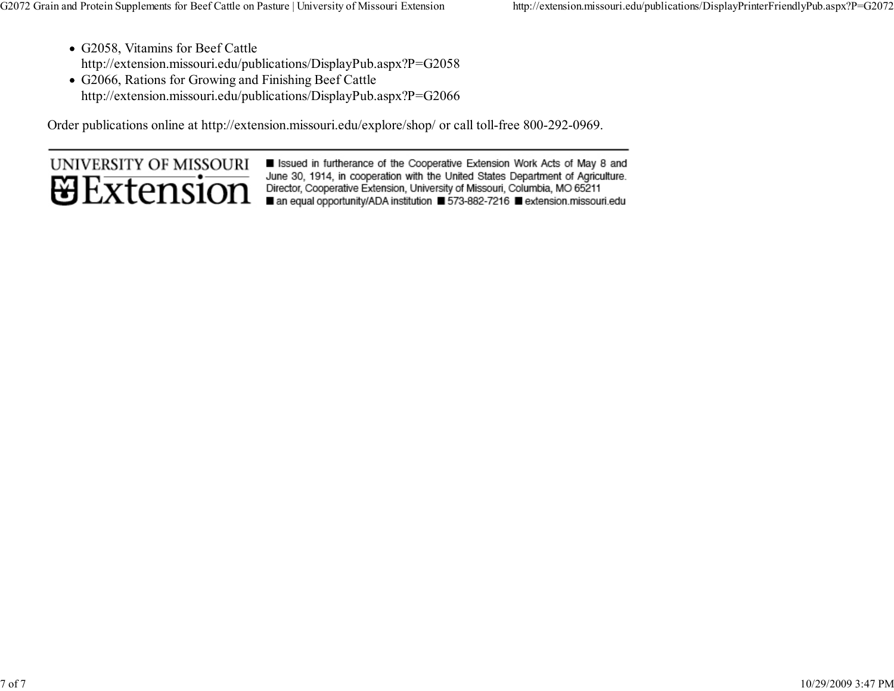- G2058, Vitamins for Beef Cattle
  http://extension.missouri.edu/publications/DisplayPub.aspx?P=G2058
- G2066, Rations for Growing and Finishing Beef Cattle
  http://extension.missouri.edu/publications/DisplayPub.aspx?P=G2066

Order publications online at http://extension.missouri.edu/explore/shop/ or call toll-free 800-292-0969.

UNIVERSITY OF MISSOURI Extension

■ Issued in furtherance of the Cooperative Extension Work Acts of May 8 and June 30, 1914, in cooperation with the United States Department of Agriculture. Director, Cooperative Extension, University of Missouri, Columbia, MO 65211 ■ an equal opportunity/ADA institution ■ 573-882-7216 ■ extension.missouri.edu